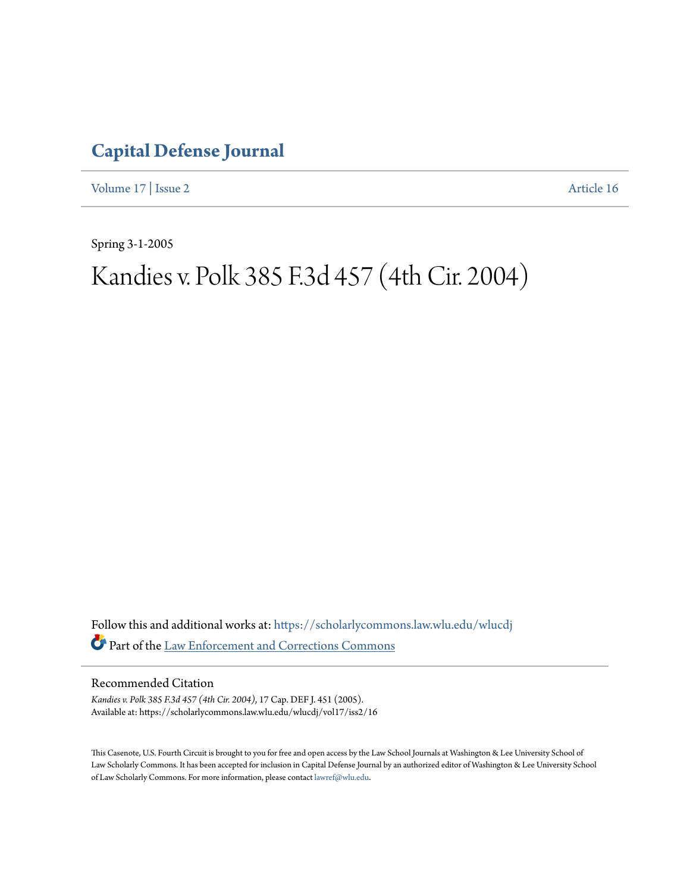# Capital Defense Journal

Volume 17 | Issue 2 Article 16

Spring 3-1-2005

# Kandies v. Polk 385 F.3d 457 (4th Cir. 2004)

Follow this and additional works at: https://scholarlycommons.law.wlu.edu/wlucdj

Part of the Law Enforcement and Corrections Commons

## Recommended Citation

*Kandies v. Polk 385 F.3d 457 (4th Cir. 2004)*, 17 Cap. DEF J. 451 (2005).
Available at: https://scholarlycommons.law.wlu.edu/wlucdj/vol17/iss2/16

This Casenote, U.S. Fourth Circuit is brought to you for free and open access by the Law School Journals at Washington & Lee University School of Law Scholarly Commons. It has been accepted for inclusion in Capital Defense Journal by an authorized editor of Washington & Lee University School of Law Scholarly Commons. For more information, please contact lawref@wlu.edu.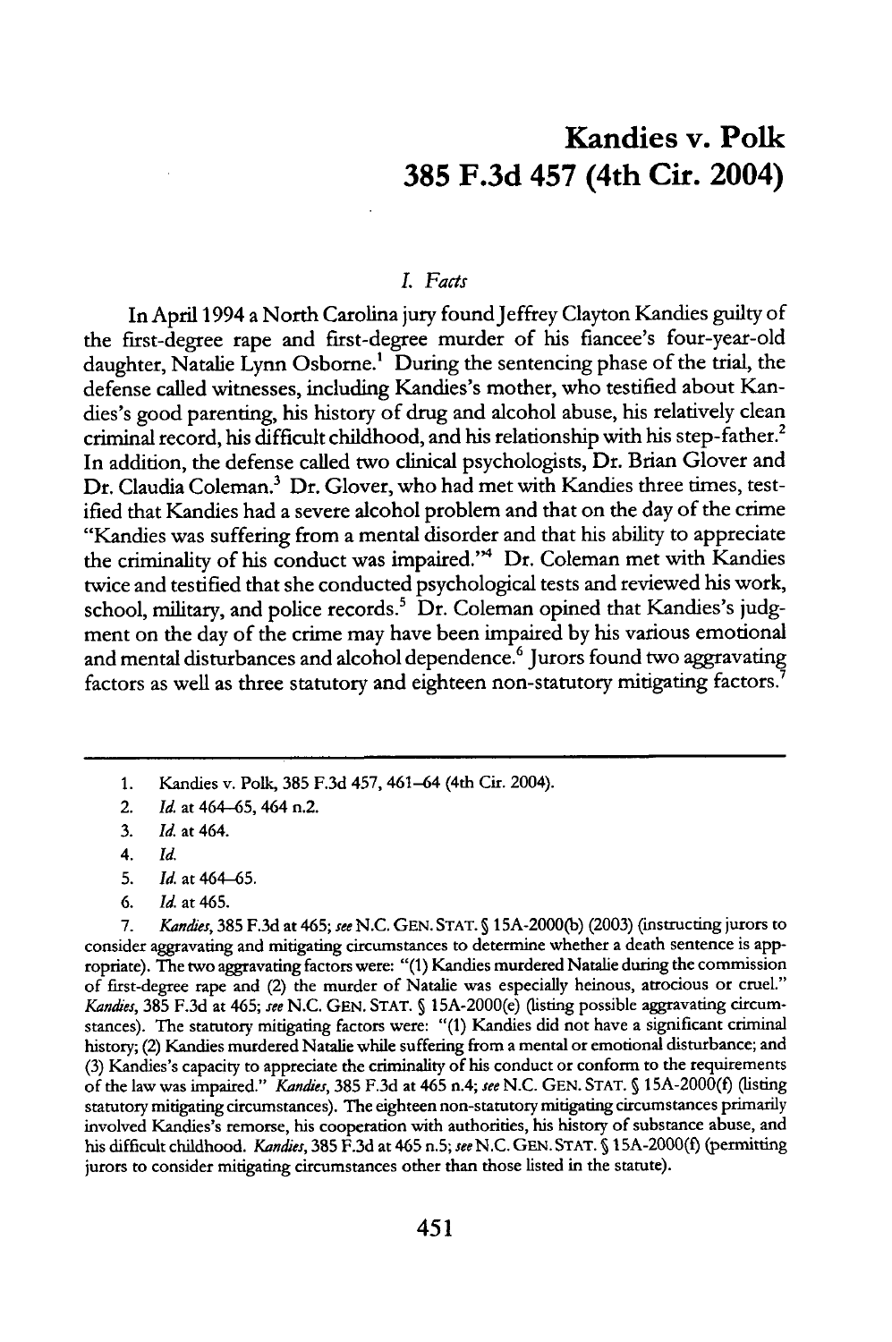# Kandies v. Polk
# 385 F.3d 457 (4th Cir. 2004)

## *I. Facts*

In April 1994 a North Carolina jury found Jeffrey Clayton Kandies guilty of the first-degree rape and first-degree murder of his fiancee's four-year-old daughter, Natalie Lynn Osborne.[1] During the sentencing phase of the trial, the defense called witnesses, including Kandies's mother, who testified about Kandies's good parenting, his history of drug and alcohol abuse, his relatively clean criminal record, his difficult childhood, and his relationship with his step-father.[2] In addition, the defense called two clinical psychologists, Dr. Brian Glover and Dr. Claudia Coleman.[3] Dr. Glover, who had met with Kandies three times, testified that Kandies had a severe alcohol problem and that on the day of the crime "Kandies was suffering from a mental disorder and that his ability to appreciate the criminality of his conduct was impaired."[4] Dr. Coleman met with Kandies twice and testified that she conducted psychological tests and reviewed his work, school, military, and police records.[5] Dr. Coleman opined that Kandies's judgment on the day of the crime may have been impaired by his various emotional and mental disturbances and alcohol dependence.[6] Jurors found two aggravating factors as well as three statutory and eighteen non-statutory mitigating factors.[7]

---

1. Kandies v. Polk, 385 F.3d 457, 461–64 (4th Cir. 2004).
2. *Id.* at 464–65, 464 n.2.
3. *Id.* at 464.
4. *Id.*
5. *Id.* at 464–65.
6. *Id.* at 465.
7. *Kandies*, 385 F.3d at 465; *see* N.C. GEN. STAT. § 15A-2000(b) (2003) (instructing jurors to consider aggravating and mitigating circumstances to determine whether a death sentence is appropriate). The two aggravating factors were: "(1) Kandies murdered Natalie during the commission of first-degree rape and (2) the murder of Natalie was especially heinous, atrocious or cruel." *Kandies*, 385 F.3d at 465; *see* N.C. GEN. STAT. § 15A-2000(e) (listing possible aggravating circumstances). The statutory mitigating factors were: "(1) Kandies did not have a significant criminal history; (2) Kandies murdered Natalie while suffering from a mental or emotional disturbance; and (3) Kandies's capacity to appreciate the criminality of his conduct or conform to the requirements of the law was impaired." *Kandies*, 385 F.3d at 465 n.4; *see* N.C. GEN. STAT. § 15A-2000(f) (listing statutory mitigating circumstances). The eighteen non-statutory mitigating circumstances primarily involved Kandies's remorse, his cooperation with authorities, his history of substance abuse, and his difficult childhood. *Kandies*, 385 F.3d at 465 n.5; *see* N.C. GEN. STAT. § 15A-2000(f) (permitting jurors to consider mitigating circumstances other than those listed in the statute).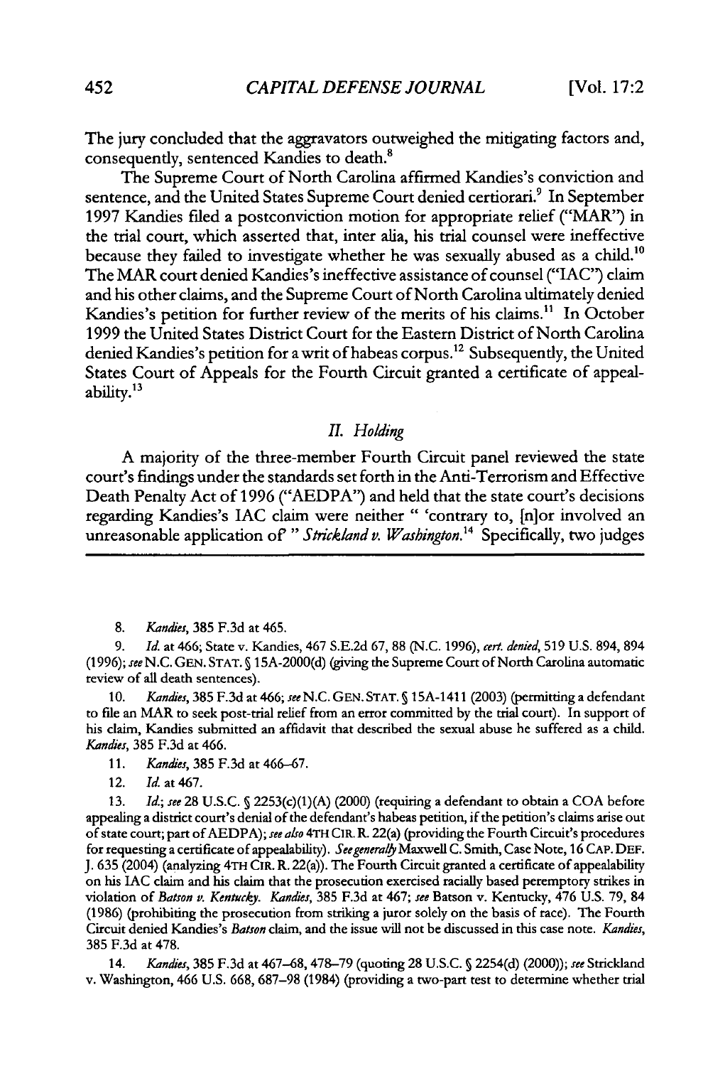The jury concluded that the aggravators outweighed the mitigating factors and, consequently, sentenced Kandies to death.[8]

The Supreme Court of North Carolina affirmed Kandies's conviction and sentence, and the United States Supreme Court denied certiorari.[9] In September 1997 Kandies filed a postconviction motion for appropriate relief ("MAR") in the trial court, which asserted that, inter alia, his trial counsel were ineffective because they failed to investigate whether he was sexually abused as a child.[10] The MAR court denied Kandies's ineffective assistance of counsel ("IAC") claim and his other claims, and the Supreme Court of North Carolina ultimately denied Kandies's petition for further review of the merits of his claims.[11] In October 1999 the United States District Court for the Eastern District of North Carolina denied Kandies's petition for a writ of habeas corpus.[12] Subsequently, the United States Court of Appeals for the Fourth Circuit granted a certificate of appealability.[13]

## *II. Holding*

A majority of the three-member Fourth Circuit panel reviewed the state court's findings under the standards set forth in the Anti-Terrorism and Effective Death Penalty Act of 1996 ("AEDPA") and held that the state court's decisions regarding Kandies's IAC claim were neither " 'contrary to, [n]or involved an unreasonable application of' " *Strickland v. Washington*.[14] Specifically, two judges

---

8. *Kandies*, 385 F.3d at 465.

9. *Id.* at 466; State v. Kandies, 467 S.E.2d 67, 88 (N.C. 1996), *cert. denied*, 519 U.S. 894, 894 (1996); *see* N.C. GEN. STAT. § 15A-2000(d) (giving the Supreme Court of North Carolina automatic review of all death sentences).

10. *Kandies*, 385 F.3d at 466; *see* N.C. GEN. STAT. § 15A-1411 (2003) (permitting a defendant to file an MAR to seek post-trial relief from an error committed by the trial court). In support of his claim, Kandies submitted an affidavit that described the sexual abuse he suffered as a child. *Kandies*, 385 F.3d at 466.

11. *Kandies*, 385 F.3d at 466–67.

12. *Id.* at 467.

13. *Id.*; *see* 28 U.S.C. § 2253(c)(1)(A) (2000) (requiring a defendant to obtain a COA before appealing a district court's denial of the defendant's habeas petition, if the petition's claims arise out of state court; part of AEDPA); *see also* 4TH CIR. R. 22(a) (providing the Fourth Circuit's procedures for requesting a certificate of appealability). *See generally* Maxwell C. Smith, Case Note, 16 CAP. DEF. J. 635 (2004) (analyzing 4TH CIR. R. 22(a)). The Fourth Circuit granted a certificate of appealability on his IAC claim and his claim that the prosecution exercised racially based peremptory strikes in violation of *Batson v. Kentucky*. *Kandies*, 385 F.3d at 467; *see* Batson v. Kentucky, 476 U.S. 79, 84 (1986) (prohibiting the prosecution from striking a juror solely on the basis of race). The Fourth Circuit denied Kandies's *Batson* claim, and the issue will not be discussed in this case note. *Kandies*, 385 F.3d at 478.

14. *Kandies*, 385 F.3d at 467–68, 478–79 (quoting 28 U.S.C. § 2254(d) (2000)); *see* Strickland v. Washington, 466 U.S. 668, 687–98 (1984) (providing a two-part test to determine whether trial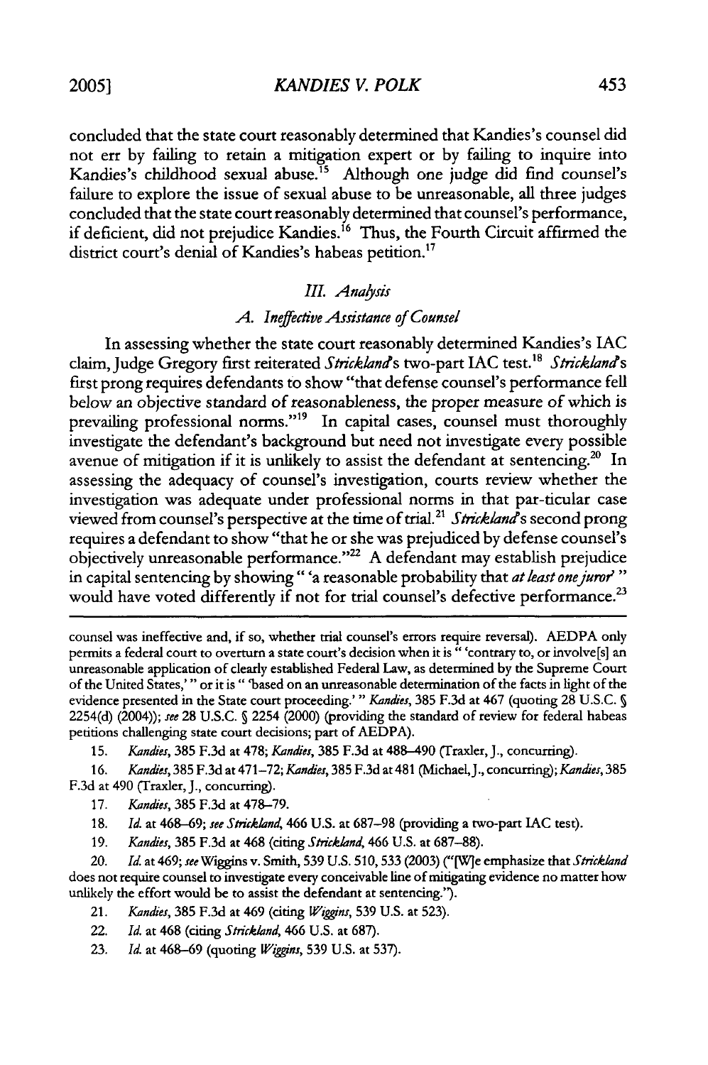concluded that the state court reasonably determined that Kandies's counsel did not err by failing to retain a mitigation expert or by failing to inquire into Kandies's childhood sexual abuse.[15] Although one judge did find counsel's failure to explore the issue of sexual abuse to be unreasonable, all three judges concluded that the state court reasonably determined that counsel's performance, if deficient, did not prejudice Kandies.[16] Thus, the Fourth Circuit affirmed the district court's denial of Kandies's habeas petition.[17]

## *III. Analysis*

### *A. Ineffective Assistance of Counsel*

In assessing whether the state court reasonably determined Kandies's IAC claim, Judge Gregory first reiterated *Strickland*'s two-part IAC test.[18] *Strickland*'s first prong requires defendants to show "that defense counsel's performance fell below an objective standard of reasonableness, the proper measure of which is prevailing professional norms."[19] In capital cases, counsel must thoroughly investigate the defendant's background but need not investigate every possible avenue of mitigation if it is unlikely to assist the defendant at sentencing.[20] In assessing the adequacy of counsel's investigation, courts review whether the investigation was adequate under professional norms in that par-ticular case viewed from counsel's perspective at the time of trial.[21] *Strickland*'s second prong requires a defendant to show "that he or she was prejudiced by defense counsel's objectively unreasonable performance."[22] A defendant may establish prejudice in capital sentencing by showing " 'a reasonable probability that *at least one juror*' " would have voted differently if not for trial counsel's defective performance.[23]

---

counsel was ineffective and, if so, whether trial counsel's errors require reversal). AEDPA only permits a federal court to overturn a state court's decision when it is " 'contrary to, or involve[s] an unreasonable application of clearly established Federal Law, as determined by the Supreme Court of the United States,' " or it is " 'based on an unreasonable determination of the facts in light of the evidence presented in the State court proceeding.' " *Kandies*, 385 F.3d at 467 (quoting 28 U.S.C. § 2254(d) (2004)); *see* 28 U.S.C. § 2254 (2000) (providing the standard of review for federal habeas petitions challenging state court decisions; part of AEDPA).

15. *Kandies*, 385 F.3d at 478; *Kandies*, 385 F.3d at 488–490 (Traxler, J., concurring).

16. *Kandies*, 385 F.3d at 471–72; *Kandies*, 385 F.3d at 481 (Michael, J., concurring); *Kandies*, 385 F.3d at 490 (Traxler, J., concurring).

17. *Kandies*, 385 F.3d at 478–79.

18. *Id.* at 468–69; *see Strickland*, 466 U.S. at 687–98 (providing a two-part IAC test).

19. *Kandies*, 385 F.3d at 468 (citing *Strickland*, 466 U.S. at 687–88).

20. *Id.* at 469; *see* Wiggins v. Smith, 539 U.S. 510, 533 (2003) ("[W]e emphasize that *Strickland* does not require counsel to investigate every conceivable line of mitigating evidence no matter how unlikely the effort would be to assist the defendant at sentencing.").

21. *Kandies*, 385 F.3d at 469 (citing *Wiggins*, 539 U.S. at 523).

22. *Id.* at 468 (citing *Strickland*, 466 U.S. at 687).

23. *Id.* at 468–69 (quoting *Wiggins*, 539 U.S. at 537).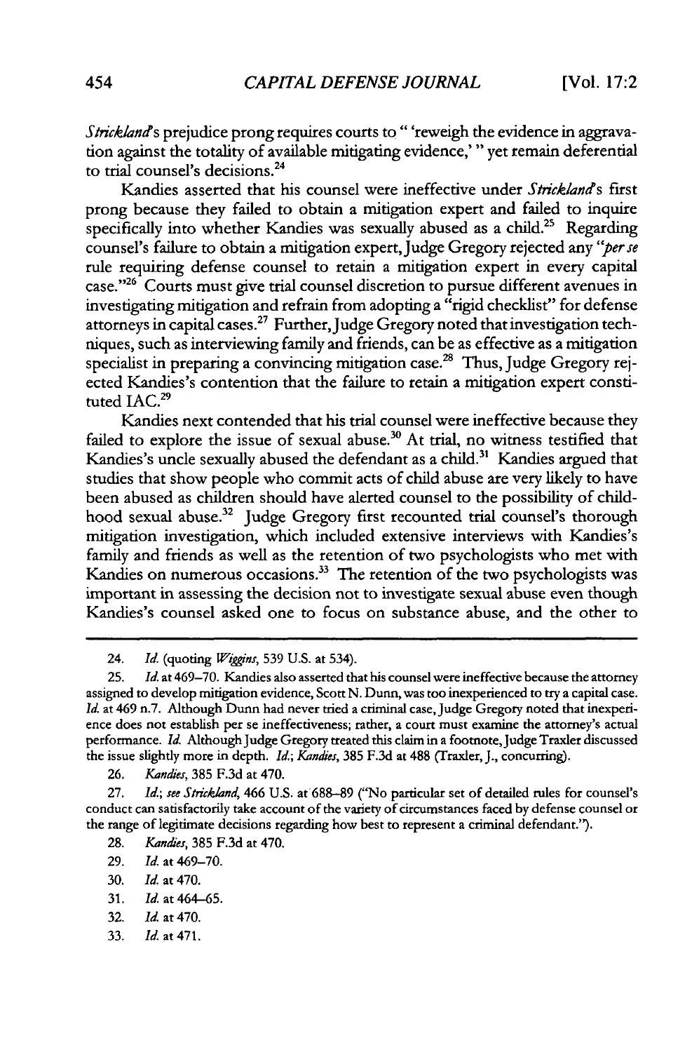*Strickland*'s prejudice prong requires courts to " 'reweigh the evidence in aggravation against the totality of available mitigating evidence,' " yet remain deferential to trial counsel's decisions.[24]

Kandies asserted that his counsel were ineffective under *Strickland*'s first prong because they failed to obtain a mitigation expert and failed to inquire specifically into whether Kandies was sexually abused as a child.[25] Regarding counsel's failure to obtain a mitigation expert, Judge Gregory rejected any "*per se* rule requiring defense counsel to retain a mitigation expert in every capital case."[26] Courts must give trial counsel discretion to pursue different avenues in investigating mitigation and refrain from adopting a "rigid checklist" for defense attorneys in capital cases.[27] Further, Judge Gregory noted that investigation techniques, such as interviewing family and friends, can be as effective as a mitigation specialist in preparing a convincing mitigation case.[28] Thus, Judge Gregory rejected Kandies's contention that the failure to retain a mitigation expert constituted IAC.[29]

Kandies next contended that his trial counsel were ineffective because they failed to explore the issue of sexual abuse.[30] At trial, no witness testified that Kandies's uncle sexually abused the defendant as a child.[31] Kandies argued that studies that show people who commit acts of child abuse are very likely to have been abused as children should have alerted counsel to the possibility of childhood sexual abuse.[32] Judge Gregory first recounted trial counsel's thorough mitigation investigation, which included extensive interviews with Kandies's family and friends as well as the retention of two psychologists who met with Kandies on numerous occasions.[33] The retention of the two psychologists was important in assessing the decision not to investigate sexual abuse even though Kandies's counsel asked one to focus on substance abuse, and the other to

---

24. *Id.* (quoting *Wiggins*, 539 U.S. at 534).

25. *Id.* at 469–70. Kandies also asserted that his counsel were ineffective because the attorney assigned to develop mitigation evidence, Scott N. Dunn, was too inexperienced to try a capital case. *Id.* at 469 n.7. Although Dunn had never tried a criminal case, Judge Gregory noted that inexperience does not establish per se ineffectiveness; rather, a court must examine the attorney's actual performance. *Id.* Although Judge Gregory treated this claim in a footnote, Judge Traxler discussed the issue slightly more in depth. *Id.*; *Kandies*, 385 F.3d at 488 (Traxler, J., concurring).

26. *Kandies*, 385 F.3d at 470.

27. *Id.*; *see Strickland*, 466 U.S. at 688–89 ("No particular set of detailed rules for counsel's conduct can satisfactorily take account of the variety of circumstances faced by defense counsel or the range of legitimate decisions regarding how best to represent a criminal defendant.").

28. *Kandies*, 385 F.3d at 470.

29. *Id.* at 469–70.

30. *Id.* at 470.

31. *Id.* at 464–65.

32. *Id.* at 470.

33. *Id.* at 471.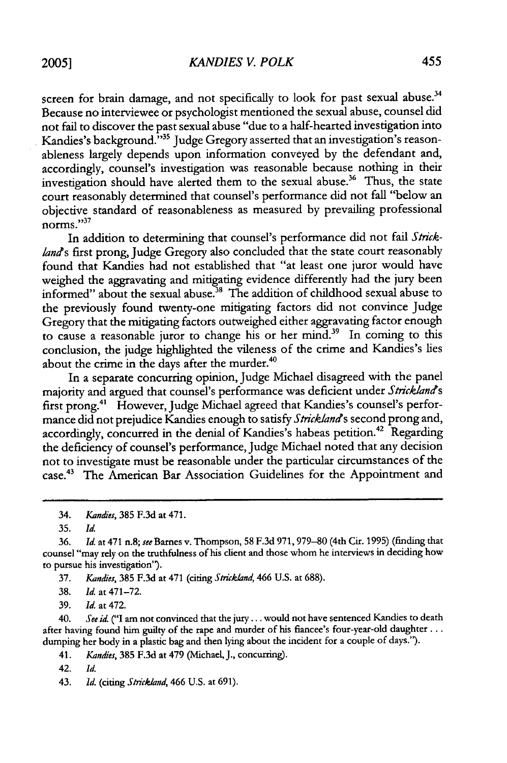screen for brain damage, and not specifically to look for past sexual abuse.[34] Because no interviewee or psychologist mentioned the sexual abuse, counsel did not fail to discover the past sexual abuse "due to a half-hearted investigation into Kandies's background."[35] Judge Gregory asserted that an investigation's reasonableness largely depends upon information conveyed by the defendant and, accordingly, counsel's investigation was reasonable because nothing in their investigation should have alerted them to the sexual abuse.[36] Thus, the state court reasonably determined that counsel's performance did not fall "below an objective standard of reasonableness as measured by prevailing professional norms."[37]

In addition to determining that counsel's performance did not fail *Strickland*'s first prong, Judge Gregory also concluded that the state court reasonably found that Kandies had not established that "at least one juror would have weighed the aggravating and mitigating evidence differently had the jury been informed" about the sexual abuse.[38] The addition of childhood sexual abuse to the previously found twenty-one mitigating factors did not convince Judge Gregory that the mitigating factors outweighed either aggravating factor enough to cause a reasonable juror to change his or her mind.[39] In coming to this conclusion, the judge highlighted the vileness of the crime and Kandies's lies about the crime in the days after the murder.[40]

In a separate concurring opinion, Judge Michael disagreed with the panel majority and argued that counsel's performance was deficient under *Strickland*'s first prong.[41] However, Judge Michael agreed that Kandies's counsel's performance did not prejudice Kandies enough to satisfy *Strickland*'s second prong and, accordingly, concurred in the denial of Kandies's habeas petition.[42] Regarding the deficiency of counsel's performance, Judge Michael noted that any decision not to investigate must be reasonable under the particular circumstances of the case.[43] The American Bar Association Guidelines for the Appointment and

---

34. *Kandies*, 385 F.3d at 471.

35. *Id.*

36. *Id.* at 471 n.8; *see* Barnes v. Thompson, 58 F.3d 971, 979–80 (4th Cir. 1995) (finding that counsel "may rely on the truthfulness of his client and those whom he interviews in deciding how to pursue his investigation").

37. *Kandies*, 385 F.3d at 471 (citing *Strickland*, 466 U.S. at 688).

38. *Id.* at 471–72.

39. *Id.* at 472.

40. *See id.* ("I am not convinced that the jury . . . would not have sentenced Kandies to death after having found him guilty of the rape and murder of his fiancee's four-year-old daughter . . . dumping her body in a plastic bag and then lying about the incident for a couple of days.").

41. *Kandies*, 385 F.3d at 479 (Michael, J., concurring).

42. *Id.*

43. *Id.* (citing *Strickland*, 466 U.S. at 691).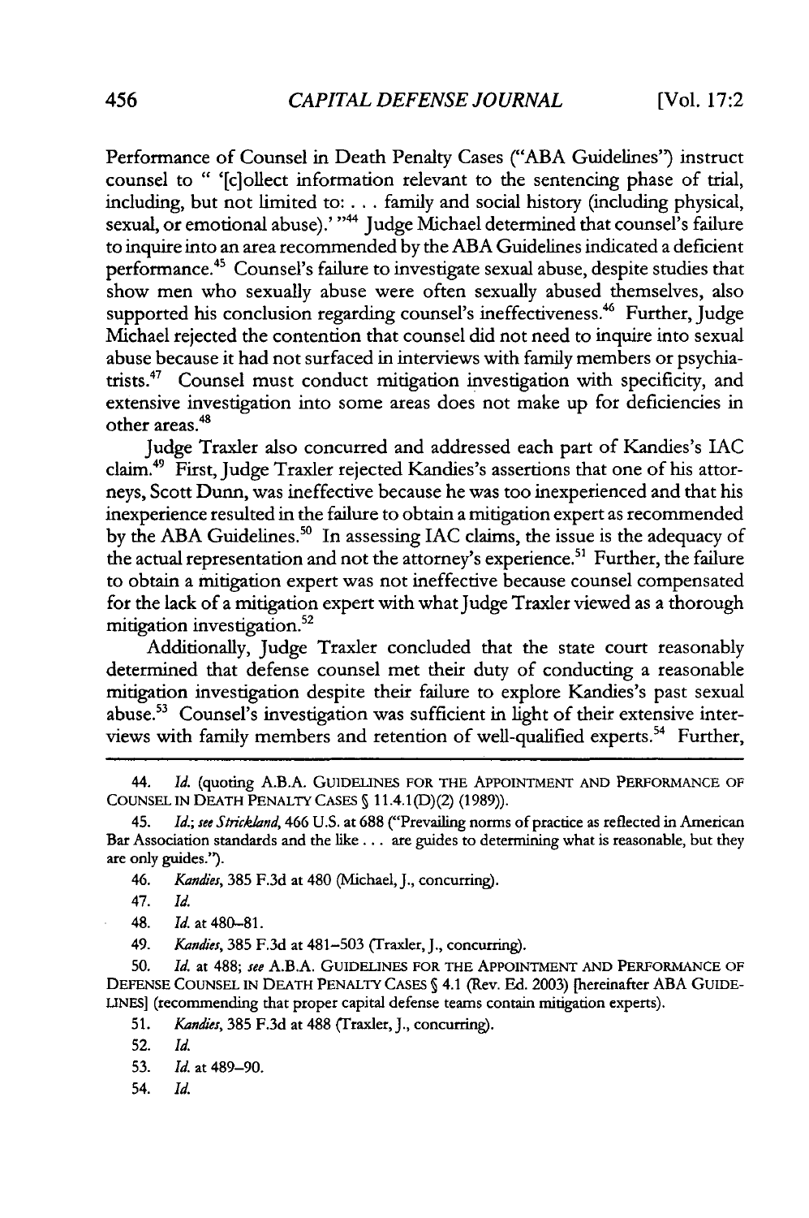Performance of Counsel in Death Penalty Cases ("ABA Guidelines") instruct counsel to " '[c]ollect information relevant to the sentencing phase of trial, including, but not limited to: . . . family and social history (including physical, sexual, or emotional abuse).' "[44] Judge Michael determined that counsel's failure to inquire into an area recommended by the ABA Guidelines indicated a deficient performance.[45] Counsel's failure to investigate sexual abuse, despite studies that show men who sexually abuse were often sexually abused themselves, also supported his conclusion regarding counsel's ineffectiveness.[46] Further, Judge Michael rejected the contention that counsel did not need to inquire into sexual abuse because it had not surfaced in interviews with family members or psychiatrists.[47] Counsel must conduct mitigation investigation with specificity, and extensive investigation into some areas does not make up for deficiencies in other areas.[48]

Judge Traxler also concurred and addressed each part of Kandies's IAC claim.[49] First, Judge Traxler rejected Kandies's assertions that one of his attorneys, Scott Dunn, was ineffective because he was too inexperienced and that his inexperience resulted in the failure to obtain a mitigation expert as recommended by the ABA Guidelines.[50] In assessing IAC claims, the issue is the adequacy of the actual representation and not the attorney's experience.[51] Further, the failure to obtain a mitigation expert was not ineffective because counsel compensated for the lack of a mitigation expert with what Judge Traxler viewed as a thorough mitigation investigation.[52]

Additionally, Judge Traxler concluded that the state court reasonably determined that defense counsel met their duty of conducting a reasonable mitigation investigation despite their failure to explore Kandies's past sexual abuse.[53] Counsel's investigation was sufficient in light of their extensive interviews with family members and retention of well-qualified experts.[54] Further,

---

44. *Id.* (quoting A.B.A. GUIDELINES FOR THE APPOINTMENT AND PERFORMANCE OF COUNSEL IN DEATH PENALTY CASES § 11.4.1(D)(2) (1989)).

45. *Id.*; *see Strickland*, 466 U.S. at 688 ("Prevailing norms of practice as reflected in American Bar Association standards and the like . . . are guides to determining what is reasonable, but they are only guides.").

46. *Kandies*, 385 F.3d at 480 (Michael, J., concurring).

47. *Id.*

48. *Id.* at 480–81.

49. *Kandies*, 385 F.3d at 481–503 (Traxler, J., concurring).

50. *Id.* at 488; *see* A.B.A. GUIDELINES FOR THE APPOINTMENT AND PERFORMANCE OF DEFENSE COUNSEL IN DEATH PENALTY CASES § 4.1 (Rev. Ed. 2003) [hereinafter ABA GUIDELINES] (recommending that proper capital defense teams contain mitigation experts).

51. *Kandies*, 385 F.3d at 488 (Traxler, J., concurring).

52. *Id.*

53. *Id.* at 489–90.

54. *Id.*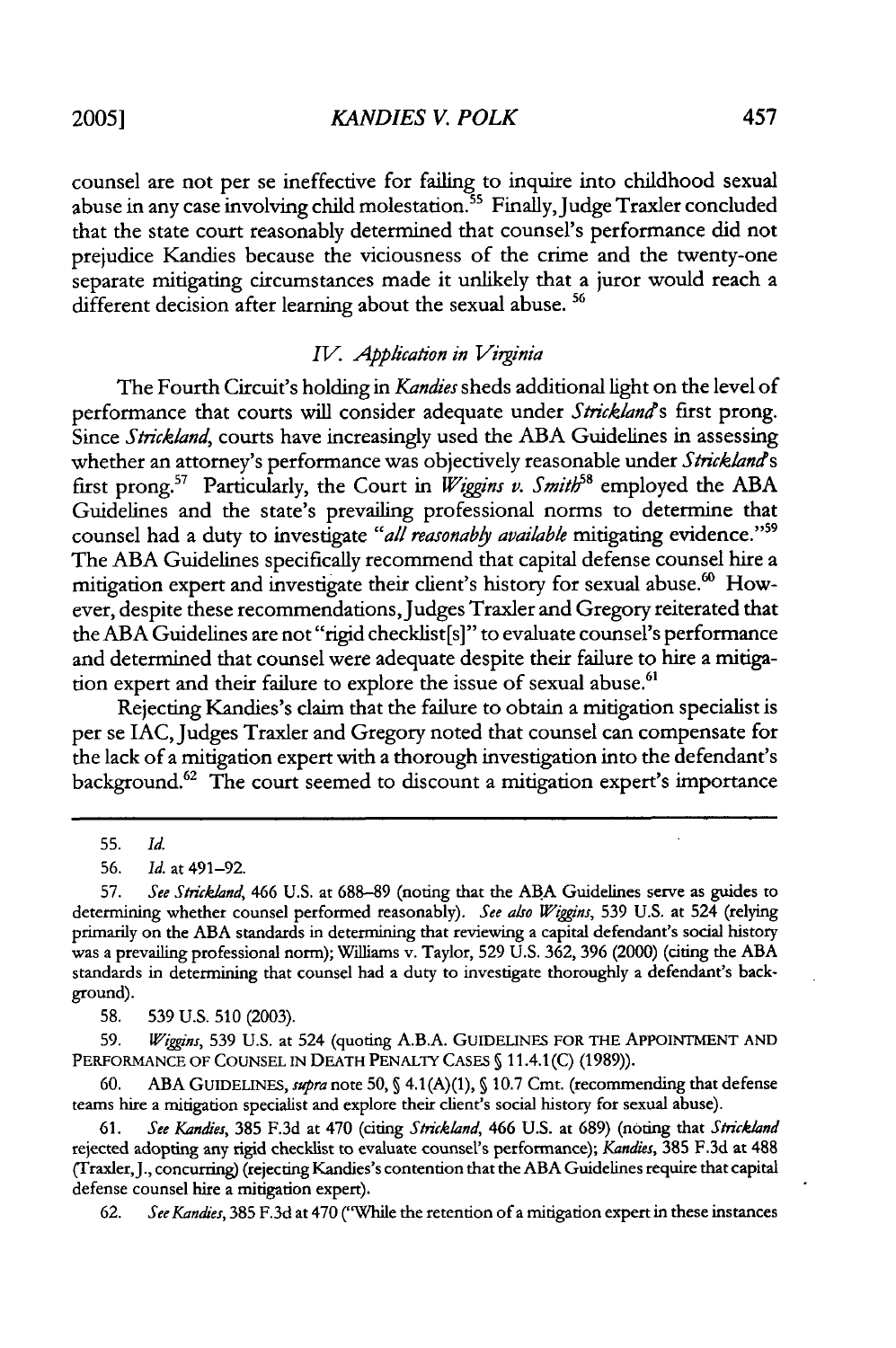counsel are not per se ineffective for failing to inquire into childhood sexual abuse in any case involving child molestation.[55] Finally, Judge Traxler concluded that the state court reasonably determined that counsel's performance did not prejudice Kandies because the viciousness of the crime and the twenty-one separate mitigating circumstances made it unlikely that a juror would reach a different decision after learning about the sexual abuse.[56]

### *IV. Application in Virginia*

The Fourth Circuit's holding in *Kandies* sheds additional light on the level of performance that courts will consider adequate under *Strickland*'s first prong. Since *Strickland*, courts have increasingly used the ABA Guidelines in assessing whether an attorney's performance was objectively reasonable under *Strickland*'s first prong.[57] Particularly, the Court in *Wiggins v. Smith*[58] employed the ABA Guidelines and the state's prevailing professional norms to determine that counsel had a duty to investigate "*all reasonably available* mitigating evidence."[59] The ABA Guidelines specifically recommend that capital defense counsel hire a mitigation expert and investigate their client's history for sexual abuse.[60] However, despite these recommendations, Judges Traxler and Gregory reiterated that the ABA Guidelines are not "rigid checklist[s]" to evaluate counsel's performance and determined that counsel were adequate despite their failure to hire a mitigation expert and their failure to explore the issue of sexual abuse.[61]

Rejecting Kandies's claim that the failure to obtain a mitigation specialist is per se IAC, Judges Traxler and Gregory noted that counsel can compensate for the lack of a mitigation expert with a thorough investigation into the defendant's background.[62] The court seemed to discount a mitigation expert's importance

---

55. *Id.*

56. *Id.* at 491–92.

57. *See Strickland*, 466 U.S. at 688–89 (noting that the ABA Guidelines serve as guides to determining whether counsel performed reasonably). *See also Wiggins*, 539 U.S. at 524 (relying primarily on the ABA standards in determining that reviewing a capital defendant's social history was a prevailing professional norm); Williams v. Taylor, 529 U.S. 362, 396 (2000) (citing the ABA standards in determining that counsel had a duty to investigate thoroughly a defendant's background).

58. 539 U.S. 510 (2003).

59. *Wiggins*, 539 U.S. at 524 (quoting A.B.A. GUIDELINES FOR THE APPOINTMENT AND PERFORMANCE OF COUNSEL IN DEATH PENALTY CASES § 11.4.1(C) (1989)).

60. ABA GUIDELINES, *supra* note 50, § 4.1(A)(1), § 10.7 Cmt. (recommending that defense teams hire a mitigation specialist and explore their client's social history for sexual abuse).

61. *See Kandies*, 385 F.3d at 470 (citing *Strickland*, 466 U.S. at 689) (noting that *Strickland* rejected adopting any rigid checklist to evaluate counsel's performance); *Kandies*, 385 F.3d at 488 (Traxler, J., concurring) (rejecting Kandies's contention that the ABA Guidelines require that capital defense counsel hire a mitigation expert).

62. *See Kandies*, 385 F.3d at 470 ("While the retention of a mitigation expert in these instances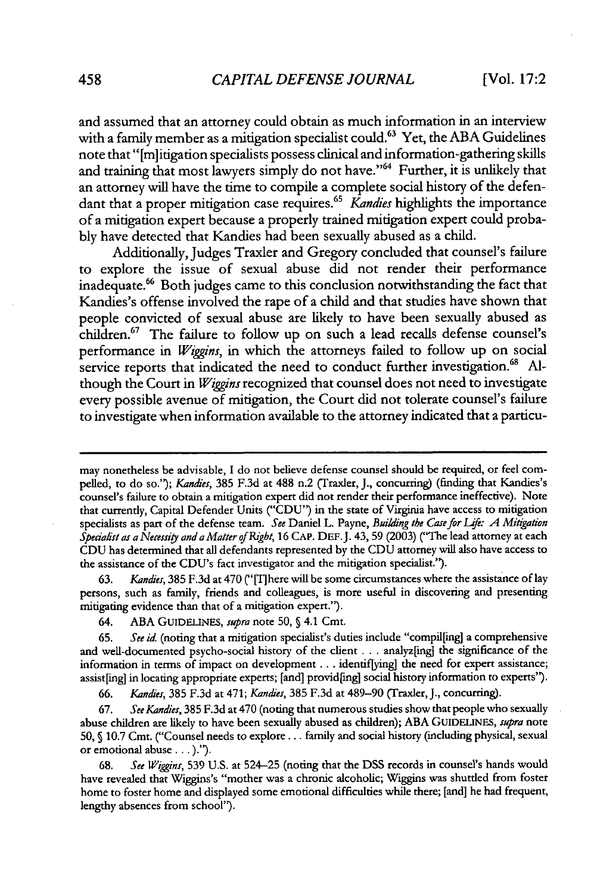and assumed that an attorney could obtain as much information in an interview with a family member as a mitigation specialist could.[63] Yet, the ABA Guidelines note that "[m]itigation specialists possess clinical and information-gathering skills and training that most lawyers simply do not have."[64] Further, it is unlikely that an attorney will have the time to compile a complete social history of the defendant that a proper mitigation case requires.[65] *Kandies* highlights the importance of a mitigation expert because a properly trained mitigation expert could probably have detected that Kandies had been sexually abused as a child.

Additionally, Judges Traxler and Gregory concluded that counsel's failure to explore the issue of sexual abuse did not render their performance inadequate.[66] Both judges came to this conclusion notwithstanding the fact that Kandies's offense involved the rape of a child and that studies have shown that people convicted of sexual abuse are likely to have been sexually abused as children.[67] The failure to follow up on such a lead recalls defense counsel's performance in *Wiggins*, in which the attorneys failed to follow up on social service reports that indicated the need to conduct further investigation.[68] Although the Court in *Wiggins* recognized that counsel does not need to investigate every possible avenue of mitigation, the Court did not tolerate counsel's failure to investigate when information available to the attorney indicated that a particu-

---

may nonetheless be advisable, I do not believe defense counsel should be required, or feel compelled, to do so."); *Kandies*, 385 F.3d at 488 n.2 (Traxler, J., concurring) (finding that Kandies's counsel's failure to obtain a mitigation expert did not render their performance ineffective). Note that currently, Capital Defender Units ("CDU") in the state of Virginia have access to mitigation specialists as part of the defense team. *See* Daniel L. Payne, *Building the Case for Life: A Mitigation Specialist as a Necessity and a Matter of Right*, 16 CAP. DEF. J. 43, 59 (2003) ("The lead attorney at each CDU has determined that all defendants represented by the CDU attorney will also have access to the assistance of the CDU's fact investigator and the mitigation specialist.").

63. *Kandies*, 385 F.3d at 470 ("[T]here will be some circumstances where the assistance of lay persons, such as family, friends and colleagues, is more useful in discovering and presenting mitigating evidence than that of a mitigation expert.").

64. ABA GUIDELINES, *supra* note 50, § 4.1 Cmt.

65. *See id.* (noting that a mitigation specialist's duties include "compil[ing] a comprehensive and well-documented psycho-social history of the client . . . analyz[ing] the significance of the information in terms of impact on development . . . identif[ying] the need for expert assistance; assist[ing] in locating appropriate experts; [and] provid[ing] social history information to experts").

66. *Kandies*, 385 F.3d at 471; *Kandies*, 385 F.3d at 489–90 (Traxler, J., concurring).

67. *See Kandies*, 385 F.3d at 470 (noting that numerous studies show that people who sexually abuse children are likely to have been sexually abused as children); ABA GUIDELINES, *supra* note 50, § 10.7 Cmt. ("Counsel needs to explore . . . family and social history (including physical, sexual or emotional abuse . . . ).").

68. *See Wiggins*, 539 U.S. at 524–25 (noting that the DSS records in counsel's hands would have revealed that Wiggins's "mother was a chronic alcoholic; Wiggins was shuttled from foster home to foster home and displayed some emotional difficulties while there; [and] he had frequent, lengthy absences from school").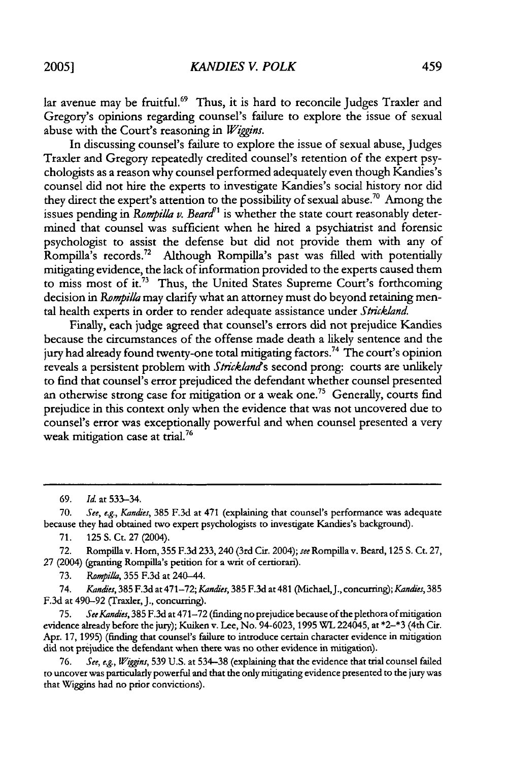lar avenue may be fruitful.[69] Thus, it is hard to reconcile Judges Traxler and Gregory's opinions regarding counsel's failure to explore the issue of sexual abuse with the Court's reasoning in *Wiggins*.

In discussing counsel's failure to explore the issue of sexual abuse, Judges Traxler and Gregory repeatedly credited counsel's retention of the expert psychologists as a reason why counsel performed adequately even though Kandies's counsel did not hire the experts to investigate Kandies's social history nor did they direct the expert's attention to the possibility of sexual abuse.[70] Among the issues pending in *Rompilla v. Beard*[71] is whether the state court reasonably determined that counsel was sufficient when he hired a psychiatrist and forensic psychologist to assist the defense but did not provide them with any of Rompilla's records.[72] Although Rompilla's past was filled with potentially mitigating evidence, the lack of information provided to the experts caused them to miss most of it.[73] Thus, the United States Supreme Court's forthcoming decision in *Rompilla* may clarify what an attorney must do beyond retaining mental health experts in order to render adequate assistance under *Strickland*.

Finally, each judge agreed that counsel's errors did not prejudice Kandies because the circumstances of the offense made death a likely sentence and the jury had already found twenty-one total mitigating factors.[74] The court's opinion reveals a persistent problem with *Strickland*'s second prong: courts are unlikely to find that counsel's error prejudiced the defendant whether counsel presented an otherwise strong case for mitigation or a weak one.[75] Generally, courts find prejudice in this context only when the evidence that was not uncovered due to counsel's error was exceptionally powerful and when counsel presented a very weak mitigation case at trial.[76]

---

69. *Id.* at 533–34.

70. *See, e.g.*, *Kandies*, 385 F.3d at 471 (explaining that counsel's performance was adequate because they had obtained two expert psychologists to investigate Kandies's background).

71. 125 S. Ct. 27 (2004).

72. Rompilla v. Horn, 355 F.3d 233, 240 (3rd Cir. 2004); *see* Rompilla v. Beard, 125 S. Ct. 27, 27 (2004) (granting Rompilla's petition for a writ of certiorari).

73. *Rompilla*, 355 F.3d at 240–44.

74. *Kandies*, 385 F.3d at 471–72; *Kandies*, 385 F.3d at 481 (Michael, J., concurring); *Kandies*, 385 F.3d at 490–92 (Traxler, J., concurring).

75. *See Kandies*, 385 F.3d at 471–72 (finding no prejudice because of the plethora of mitigation evidence already before the jury); Kuiken v. Lee, No. 94-6023, 1995 WL 224045, at *2–*3 (4th Cir. Apr. 17, 1995) (finding that counsel's failure to introduce certain character evidence in mitigation did not prejudice the defendant when there was no other evidence in mitigation).

76. *See, e.g.*, *Wiggins*, 539 U.S. at 534–38 (explaining that the evidence that trial counsel failed to uncover was particularly powerful and that the only mitigating evidence presented to the jury was that Wiggins had no prior convictions).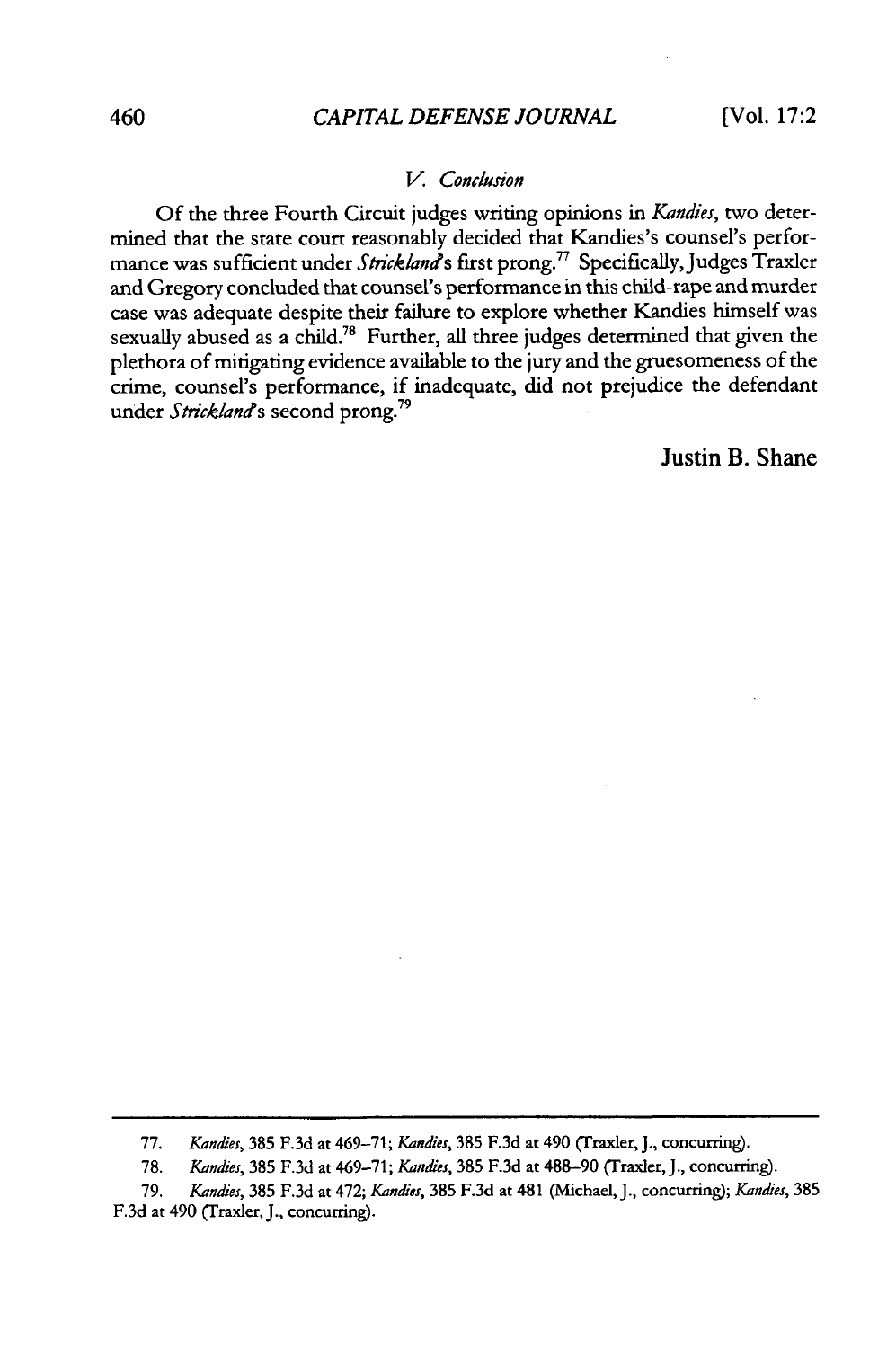## *V. Conclusion*

Of the three Fourth Circuit judges writing opinions in *Kandies*, two determined that the state court reasonably decided that Kandies's counsel's performance was sufficient under *Strickland*'s first prong.[77] Specifically, Judges Traxler and Gregory concluded that counsel's performance in this child-rape and murder case was adequate despite their failure to explore whether Kandies himself was sexually abused as a child.[78] Further, all three judges determined that given the plethora of mitigating evidence available to the jury and the gruesomeness of the crime, counsel's performance, if inadequate, did not prejudice the defendant under *Strickland*'s second prong.[79]

**Justin B. Shane**

---

77. *Kandies*, 385 F.3d at 469–71; *Kandies*, 385 F.3d at 490 (Traxler, J., concurring).

78. *Kandies*, 385 F.3d at 469–71; *Kandies*, 385 F.3d at 488–90 (Traxler, J., concurring).

79. *Kandies*, 385 F.3d at 472; *Kandies*, 385 F.3d at 481 (Michael, J., concurring); *Kandies*, 385 F.3d at 490 (Traxler, J., concurring).